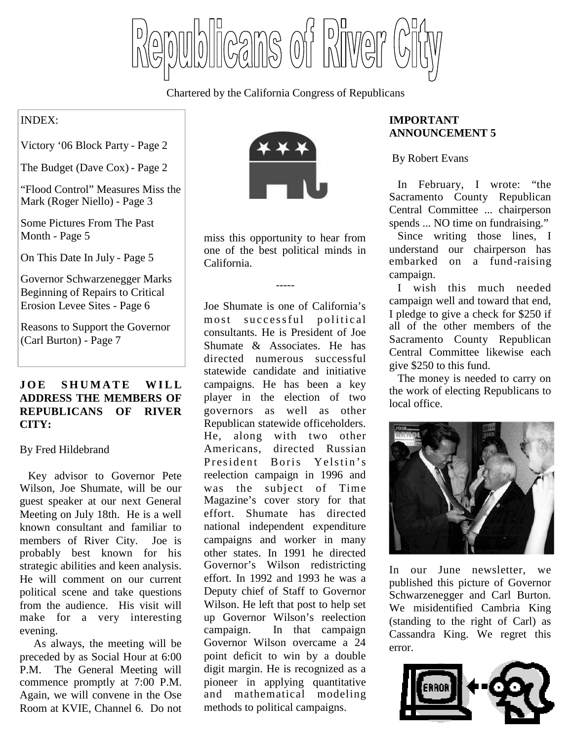# Republicans of River City

Chartered by the California Congress of Republicans

INDEX:

Victory '06 Block Party - Page 2

The Budget (Dave Cox) - Page 2

"Flood Control" Measures Miss the Mark (Roger Niello) - Page 3

Some Pictures From The Past Month - Page 5

On This Date In July - Page 5

Governor Schwarzenegger Marks Beginning of Repairs to Critical Erosion Levee Sites - Page 6

Reasons to Support the Governor (Carl Burton) - Page 7

## JOE SHUMATE WILL ADDRESS THE MEMBERS OF REPUBLICANS OF RIVER CITY:

By Fred Hildebrand

Key advisor to Governor Pete Wilson, Joe Shumate, will be our guest speaker at our next General Meeting on July 18th. He is a well known consultant and familiar to members of River City. Joe is probably best known for his strategic abilities and keen analysis. He will comment on our current political scene and take questions from the audience. His visit will make for a very interesting evening.

As always, the meeting will be preceded by as Social Hour at 6:00 P.M. The General Meeting will commence promptly at 7:00 P.M. Again, we will convene in the Ose Room at KVIE, Channel 6. Do not miss this opportunity to hear from one of the best political minds in California.

-----

Joe Shumate is one of California's most successful political consultants. He is President of Joe Shumate & Associates. He has directed numerous successful statewide candidate and initiative campaigns. He has been a key player in the election of two governors as well as other Republican statewide officeholders. He, along with two other Americans, directed Russian President Boris Yelstin's reelection campaign in 1996 and was the subject of Time Magazine's cover story for that effort. Shumate has directed national independent expenditure campaigns and worker in many other states. In 1991 he directed Governor's Wilson redistricting effort. In 1992 and 1993 he was a Deputy chief of Staff to Governor Wilson. He left that post to help set up Governor Wilson's reelection campaign. In that campaign Governor Wilson overcame a 24 point deficit to win by a double digit margin. He is recognized as a pioneer in applying quantitative and mathematical modeling methods to political campaigns.

## IMPORTANT ANNOUNCEMENT 5

By Robert Evans

In February, I wrote: "the Sacramento County Republican Central Committee ... chairperson spends ... NO time on fundraising."

Since writing those lines, I understand our chairperson has embarked on a fund-raising campaign.

I wish this much needed campaign well and toward that end, I pledge to give a check for $250 if all of the other members of the Sacramento County Republican Central Committee likewise each give $250 to this fund.

The money is needed to carry on the work of electing Republicans to local office.

In our June newsletter, we published this picture of Governor Schwarzenegger and Carl Burton. We misidentified Cambria King (standing to the right of Carl) as Cassandra King. We regret this error.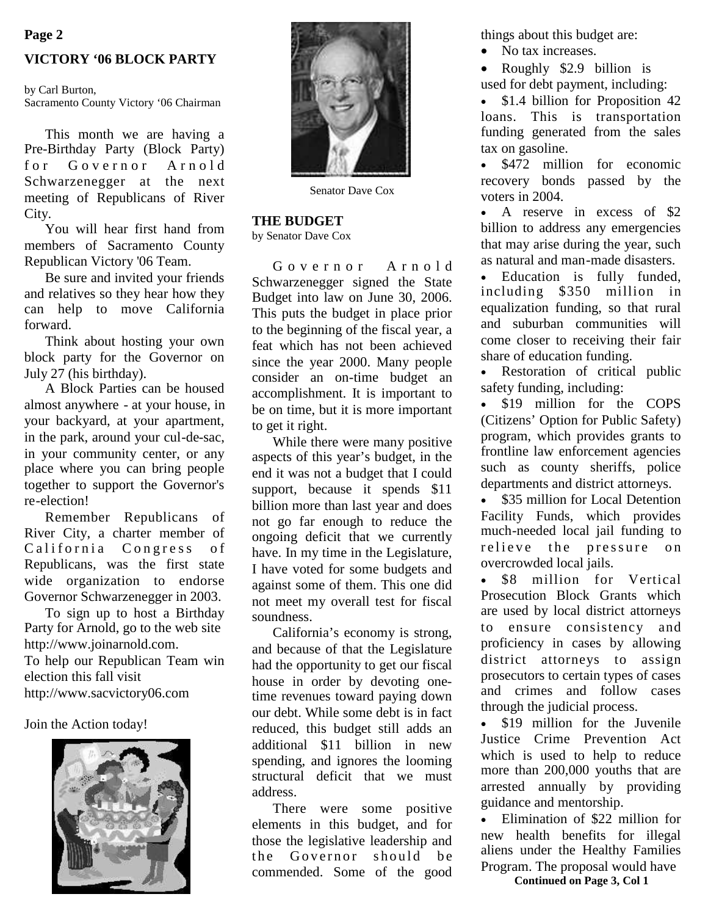## VICTORY '06 BLOCK PARTY

by Carl Burton,
Sacramento County Victory '06 Chairman

This month we are having a Pre-Birthday Party (Block Party) for Governor Arnold Schwarzenegger at the next meeting of Republicans of River City.

You will hear first hand from members of Sacramento County Republican Victory '06 Team.

Be sure and invited your friends and relatives so they hear how they can help to move California forward.

Think about hosting your own block party for the Governor on July 27 (his birthday).

A Block Parties can be housed almost anywhere - at your house, in your backyard, at your apartment, in the park, around your cul-de-sac, in your community center, or any place where you can bring people together to support the Governor's re-election!

Remember Republicans of River City, a charter member of California Congress of Republicans, was the first state wide organization to endorse Governor Schwarzenegger in 2003.

To sign up to host a Birthday Party for Arnold, go to the web site http://www.joinarnold.com.
To help our Republican Team win election this fall visit
http://www.sacvictory06.com

Join the Action today!

Senator Dave Cox

## THE BUDGET

by Senator Dave Cox

Governor Arnold Schwarzenegger signed the State Budget into law on June 30, 2006. This puts the budget in place prior to the beginning of the fiscal year, a feat which has not been achieved since the year 2000. Many people consider an on-time budget an accomplishment. It is important to be on time, but it is more important to get it right.

While there were many positive aspects of this year's budget, in the end it was not a budget that I could support, because it spends $11 billion more than last year and does not go far enough to reduce the ongoing deficit that we currently have. In my time in the Legislature, I have voted for some budgets and against some of them. This one did not meet my overall test for fiscal soundness.

California's economy is strong, and because of that the Legislature had the opportunity to get our fiscal house in order by devoting one-time revenues toward paying down our debt. While some debt is in fact reduced, this budget still adds an additional $11 billion in new spending, and ignores the looming structural deficit that we must address.

There were some positive elements in this budget, and for those the legislative leadership and the Governor should be commended. Some of the good things about this budget are:

- No tax increases.
- Roughly $2.9 billion is used for debt payment, including:
- $1.4 billion for Proposition 42 loans. This is transportation funding generated from the sales tax on gasoline.
- $472 million for economic recovery bonds passed by the voters in 2004.
- A reserve in excess of $2 billion to address any emergencies that may arise during the year, such as natural and man-made disasters.
- Education is fully funded, including $350 million in equalization funding, so that rural and suburban communities will come closer to receiving their fair share of education funding.
- Restoration of critical public safety funding, including:
- $19 million for the COPS (Citizens' Option for Public Safety) program, which provides grants to frontline law enforcement agencies such as county sheriffs, police departments and district attorneys.
- $35 million for Local Detention Facility Funds, which provides much-needed local jail funding to relieve the pressure on overcrowded local jails.
- $8 million for Vertical Prosecution Block Grants which are used by local district attorneys to ensure consistency and proficiency in cases by allowing district attorneys to assign prosecutors to certain types of cases and crimes and follow cases through the judicial process.
- $19 million for the Juvenile Justice Crime Prevention Act which is used to help to reduce more than 200,000 youths that are arrested annually by providing guidance and mentorship.
- Elimination of $22 million for new health benefits for illegal aliens under the Healthy Families Program. The proposal would have

**Continued on Page 3, Col 1**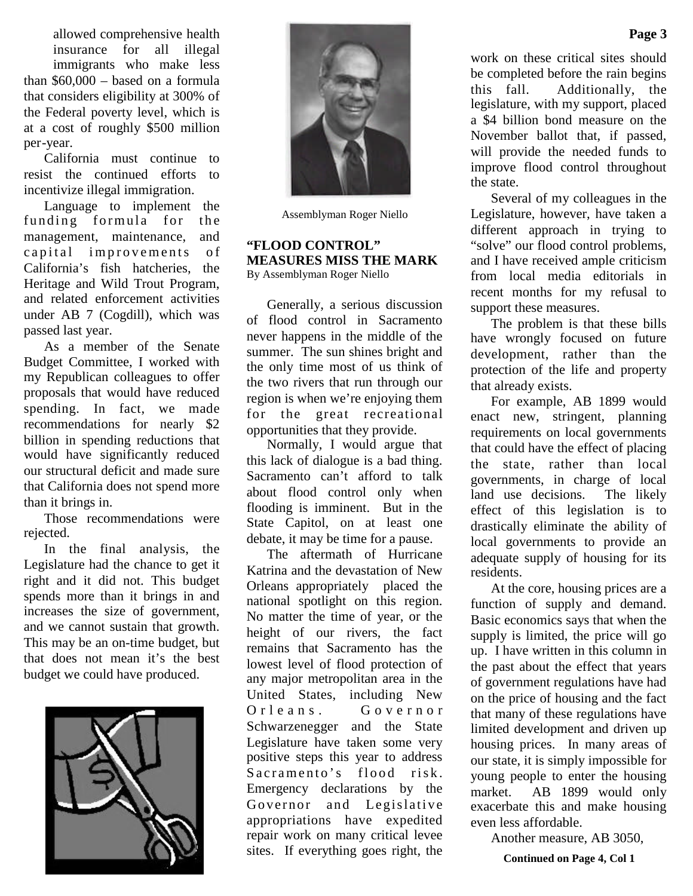allowed comprehensive health insurance for all illegal immigrants who make less than $60,000 – based on a formula that considers eligibility at 300% of the Federal poverty level, which is at a cost of roughly $500 million per-year.

California must continue to resist the continued efforts to incentivize illegal immigration.

Language to implement the funding formula for the management, maintenance, and capital improvements of California's fish hatcheries, the Heritage and Wild Trout Program, and related enforcement activities under AB 7 (Cogdill), which was passed last year.

As a member of the Senate Budget Committee, I worked with my Republican colleagues to offer proposals that would have reduced spending. In fact, we made recommendations for nearly $2 billion in spending reductions that would have significantly reduced our structural deficit and made sure that California does not spend more than it brings in.

Those recommendations were rejected.

In the final analysis, the Legislature had the chance to get it right and it did not. This budget spends more than it brings in and increases the size of government, and we cannot sustain that growth. This may be an on-time budget, but that does not mean it's the best budget we could have produced.

Assemblyman Roger Niello

## "FLOOD CONTROL" MEASURES MISS THE MARK

By Assemblyman Roger Niello

Generally, a serious discussion of flood control in Sacramento never happens in the middle of the summer. The sun shines bright and the only time most of us think of the two rivers that run through our region is when we're enjoying them for the great recreational opportunities that they provide.

Normally, I would argue that this lack of dialogue is a bad thing. Sacramento can't afford to talk about flood control only when flooding is imminent. But in the State Capitol, on at least one debate, it may be time for a pause.

The aftermath of Hurricane Katrina and the devastation of New Orleans appropriately placed the national spotlight on this region. No matter the time of year, or the height of our rivers, the fact remains that Sacramento has the lowest level of flood protection of any major metropolitan area in the United States, including New Orleans. Governor Schwarzenegger and the State Legislature have taken some very positive steps this year to address Sacramento's flood risk. Emergency declarations by the Governor and Legislative appropriations have expedited repair work on many critical levee sites. If everything goes right, the work on these critical sites should be completed before the rain begins this fall. Additionally, the legislature, with my support, placed a $4 billion bond measure on the November ballot that, if passed, will provide the needed funds to improve flood control throughout the state.

Several of my colleagues in the Legislature, however, have taken a different approach in trying to "solve" our flood control problems, and I have received ample criticism from local media editorials in recent months for my refusal to support these measures.

The problem is that these bills have wrongly focused on future development, rather than the protection of the life and property that already exists.

For example, AB 1899 would enact new, stringent, planning requirements on local governments that could have the effect of placing the state, rather than local governments, in charge of local land use decisions. The likely effect of this legislation is to drastically eliminate the ability of local governments to provide an adequate supply of housing for its residents.

At the core, housing prices are a function of supply and demand. Basic economics says that when the supply is limited, the price will go up. I have written in this column in the past about the effect that years of government regulations have had on the price of housing and the fact that many of these regulations have limited development and driven up housing prices. In many areas of our state, it is simply impossible for young people to enter the housing market. AB 1899 would only exacerbate this and make housing even less affordable.

Another measure, AB 3050,

**Continued on Page 4, Col 1**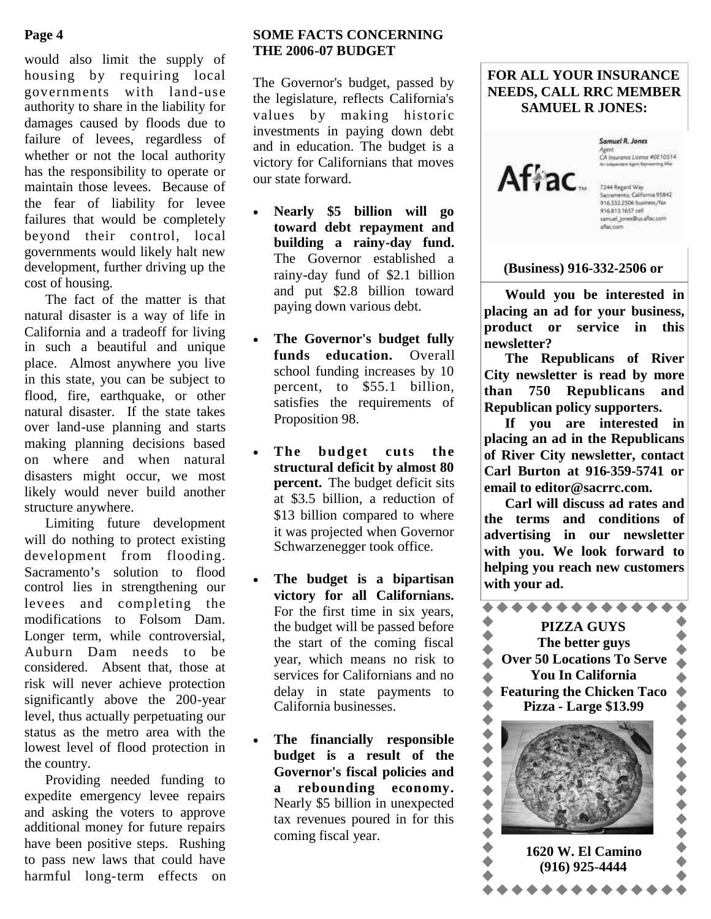would also limit the supply of housing by requiring local governments with land-use authority to share in the liability for damages caused by floods due to failure of levees, regardless of whether or not the local authority has the responsibility to operate or maintain those levees. Because of the fear of liability for levee failures that would be completely beyond their control, local governments would likely halt new development, further driving up the cost of housing.

The fact of the matter is that natural disaster is a way of life in California and a tradeoff for living in such a beautiful and unique place. Almost anywhere you live in this state, you can be subject to flood, fire, earthquake, or other natural disaster. If the state takes over land-use planning and starts making planning decisions based on where and when natural disasters might occur, we most likely would never build another structure anywhere.

Limiting future development will do nothing to protect existing development from flooding. Sacramento's solution to flood control lies in strengthening our levees and completing the modifications to Folsom Dam. Longer term, while controversial, Auburn Dam needs to be considered. Absent that, those at risk will never achieve protection significantly above the 200-year level, thus actually perpetuating our status as the metro area with the lowest level of flood protection in the country.

Providing needed funding to expedite emergency levee repairs and asking the voters to approve additional money for future repairs have been positive steps. Rushing to pass new laws that could have harmful long-term effects on

## SOME FACTS CONCERNING THE 2006-07 BUDGET

The Governor's budget, passed by the legislature, reflects California's values by making historic investments in paying down debt and in education. The budget is a victory for Californians that moves our state forward.

- **Nearly $5 billion will go toward debt repayment and building a rainy-day fund.** The Governor established a rainy-day fund of $2.1 billion and put $2.8 billion toward paying down various debt.

- **The Governor's budget fully funds education.** Overall school funding increases by 10 percent, to $55.1 billion, satisfies the requirements of Proposition 98.

- **The budget cuts the structural deficit by almost 80 percent.** The budget deficit sits at $3.5 billion, a reduction of $13 billion compared to where it was projected when Governor Schwarzenegger took office.

- **The budget is a bipartisan victory for all Californians.** For the first time in six years, the budget will be passed before the start of the coming fiscal year, which means no risk to services for Californians and no delay in state payments to California businesses.

- **The financially responsible budget is a result of the Governor's fiscal policies and a rebounding economy.** Nearly $5 billion in unexpected tax revenues poured in for this coming fiscal year.

**FOR ALL YOUR INSURANCE NEEDS, CALL RRC MEMBER SAMUEL R JONES:**

Aflac™

*Samuel R. Jones*
Agent
CA Insurance License #0E10314
An Independent Agent Representing Aflac

7244 Regard Way
Sacramento, California 95842
916.332.2506 business/fax
916.813.1657 cell
samuel_jones@us.aflac.com
aflac.com

**(Business) 916-332-2506 or**

**Would you be interested in placing an ad for your business, product or service in this newsletter?**

**The Republicans of River City newsletter is read by more than 750 Republicans and Republican policy supporters.**

**If you are interested in placing an ad in the Republicans of River City newsletter, contact Carl Burton at 916-359-5741 or email to editor@sacrrc.com.**

**Carl will discuss ad rates and the terms and conditions of advertising in our newsletter with you. We look forward to helping you reach new customers with your ad.**

**PIZZA GUYS**
**The better guys**
**Over 50 Locations To Serve You In California**
**Featuring the Chicken Taco Pizza - Large $13.99**

**1620 W. El Camino**
**(916) 925-4444**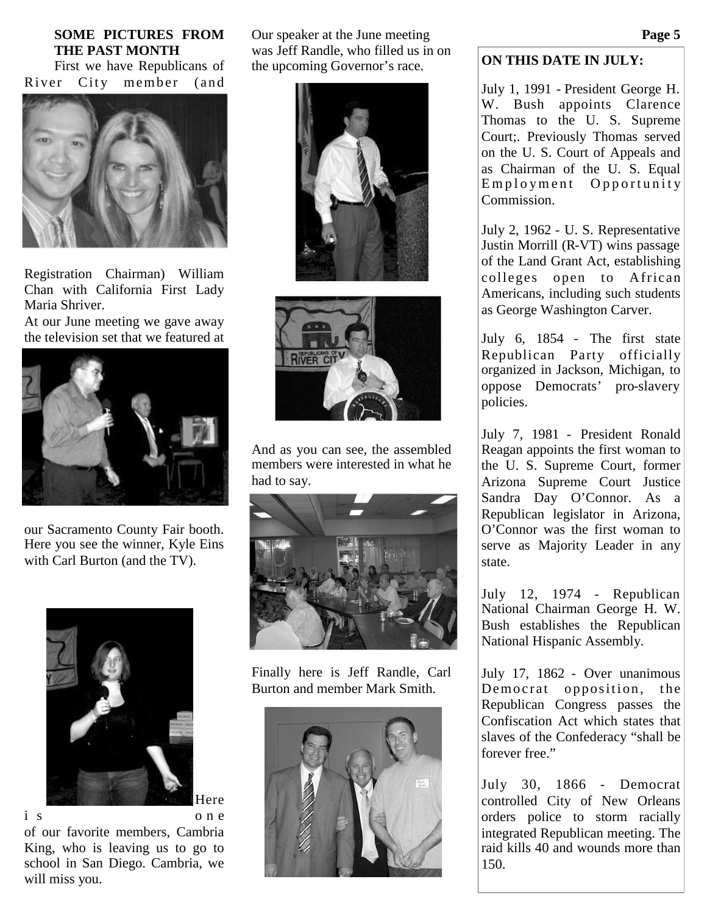**SOME PICTURES FROM THE PAST MONTH**

First we have Republicans of River City member (and Registration Chairman) William Chan with California First Lady Maria Shriver.

At our June meeting we gave away the television set that we featured at our Sacramento County Fair booth. Here you see the winner, Kyle Eins with Carl Burton (and the TV).

Here is one of our favorite members, Cambria King, who is leaving us to go to school in San Diego. Cambria, we will miss you.

Our speaker at the June meeting was Jeff Randle, who filled us in on the upcoming Governor's race.

And as you can see, the assembled members were interested in what he had to say.

Finally here is Jeff Randle, Carl Burton and member Mark Smith.

**ON THIS DATE IN JULY:**

July 1, 1991 - President George H. W. Bush appoints Clarence Thomas to the U. S. Supreme Court;. Previously Thomas served on the U. S. Court of Appeals and as Chairman of the U. S. Equal Employment Opportunity Commission.

July 2, 1962 - U. S. Representative Justin Morrill (R-VT) wins passage of the Land Grant Act, establishing colleges open to African Americans, including such students as George Washington Carver.

July 6, 1854 - The first state Republican Party officially organized in Jackson, Michigan, to oppose Democrats' pro-slavery policies.

July 7, 1981 - President Ronald Reagan appoints the first woman to the U. S. Supreme Court, former Arizona Supreme Court Justice Sandra Day O'Connor. As a Republican legislator in Arizona, O'Connor was the first woman to serve as Majority Leader in any state.

July 12, 1974 - Republican National Chairman George H. W. Bush establishes the Republican National Hispanic Assembly.

July 17, 1862 - Over unanimous Democrat opposition, the Republican Congress passes the Confiscation Act which states that slaves of the Confederacy "shall be forever free."

July 30, 1866 - Democrat controlled City of New Orleans orders police to storm racially integrated Republican meeting. The raid kills 40 and wounds more than 150.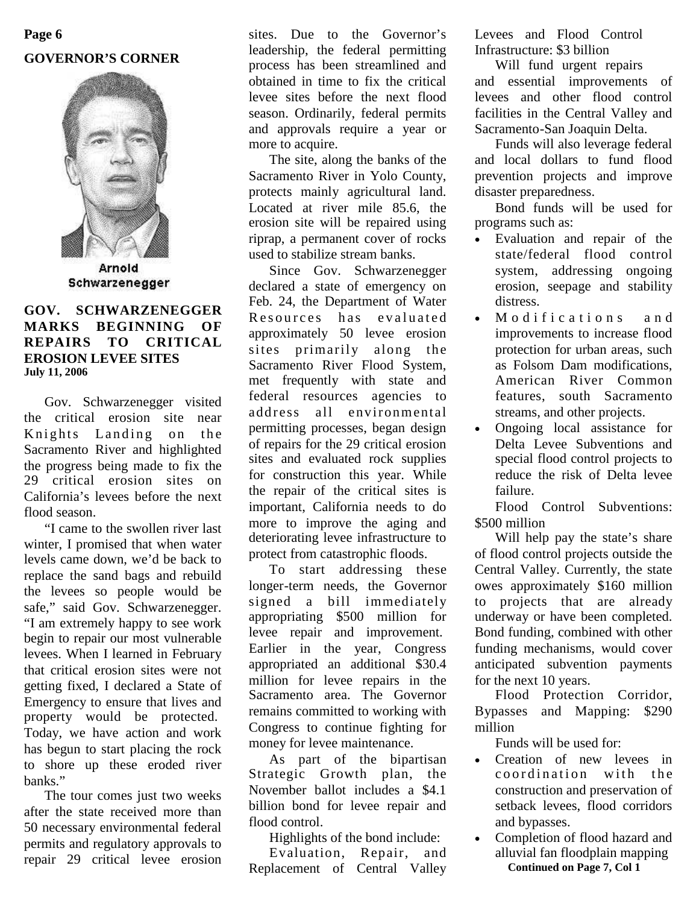**GOVERNOR'S CORNER**

Arnold Schwarzenegger

## GOV. SCHWARZENEGGER MARKS BEGINNING OF REPAIRS TO CRITICAL EROSION LEVEE SITES

**July 11, 2006**

Gov. Schwarzenegger visited the critical erosion site near Knights Landing on the Sacramento River and highlighted the progress being made to fix the 29 critical erosion sites on California's levees before the next flood season.

"I came to the swollen river last winter, I promised that when water levels came down, we'd be back to replace the sand bags and rebuild the levees so people would be safe," said Gov. Schwarzenegger. "I am extremely happy to see work begin to repair our most vulnerable levees. When I learned in February that critical erosion sites were not getting fixed, I declared a State of Emergency to ensure that lives and property would be protected. Today, we have action and work has begun to start placing the rock to shore up these eroded river banks."

The tour comes just two weeks after the state received more than 50 necessary environmental federal permits and regulatory approvals to repair 29 critical levee erosion sites. Due to the Governor's leadership, the federal permitting process has been streamlined and obtained in time to fix the critical levee sites before the next flood season. Ordinarily, federal permits and approvals require a year or more to acquire.

The site, along the banks of the Sacramento River in Yolo County, protects mainly agricultural land. Located at river mile 85.6, the erosion site will be repaired using riprap, a permanent cover of rocks used to stabilize stream banks.

Since Gov. Schwarzenegger declared a state of emergency on Feb. 24, the Department of Water Resources has evaluated approximately 50 levee erosion sites primarily along the Sacramento River Flood System, met frequently with state and federal resources agencies to address all environmental permitting processes, began design of repairs for the 29 critical erosion sites and evaluated rock supplies for construction this year. While the repair of the critical sites is important, California needs to do more to improve the aging and deteriorating levee infrastructure to protect from catastrophic floods.

To start addressing these longer-term needs, the Governor signed a bill immediately appropriating $500 million for levee repair and improvement. Earlier in the year, Congress appropriated an additional $30.4 million for levee repairs in the Sacramento area. The Governor remains committed to working with Congress to continue fighting for money for levee maintenance.

As part of the bipartisan Strategic Growth plan, the November ballot includes a $4.1 billion bond for levee repair and flood control.

Highlights of the bond include:

Evaluation, Repair, and Replacement of Central Valley Levees and Flood Control Infrastructure: $3 billion

Will fund urgent repairs and essential improvements of levees and other flood control facilities in the Central Valley and Sacramento-San Joaquin Delta.

Funds will also leverage federal and local dollars to fund flood prevention projects and improve disaster preparedness.

Bond funds will be used for programs such as:

- Evaluation and repair of the state/federal flood control system, addressing ongoing erosion, seepage and stability distress.
- Modifications and improvements to increase flood protection for urban areas, such as Folsom Dam modifications, American River Common features, south Sacramento streams, and other projects.
- Ongoing local assistance for Delta Levee Subventions and special flood control projects to reduce the risk of Delta levee failure.

Flood Control Subventions: $500 million

Will help pay the state's share of flood control projects outside the Central Valley. Currently, the state owes approximately $160 million to projects that are already underway or have been completed. Bond funding, combined with other funding mechanisms, would cover anticipated subvention payments for the next 10 years.

Flood Protection Corridor, Bypasses and Mapping: $290 million

Funds will be used for:

- Creation of new levees in coordination with the construction and preservation of setback levees, flood corridors and bypasses.
- Completion of flood hazard and alluvial fan floodplain mapping

**Continued on Page 7, Col 1**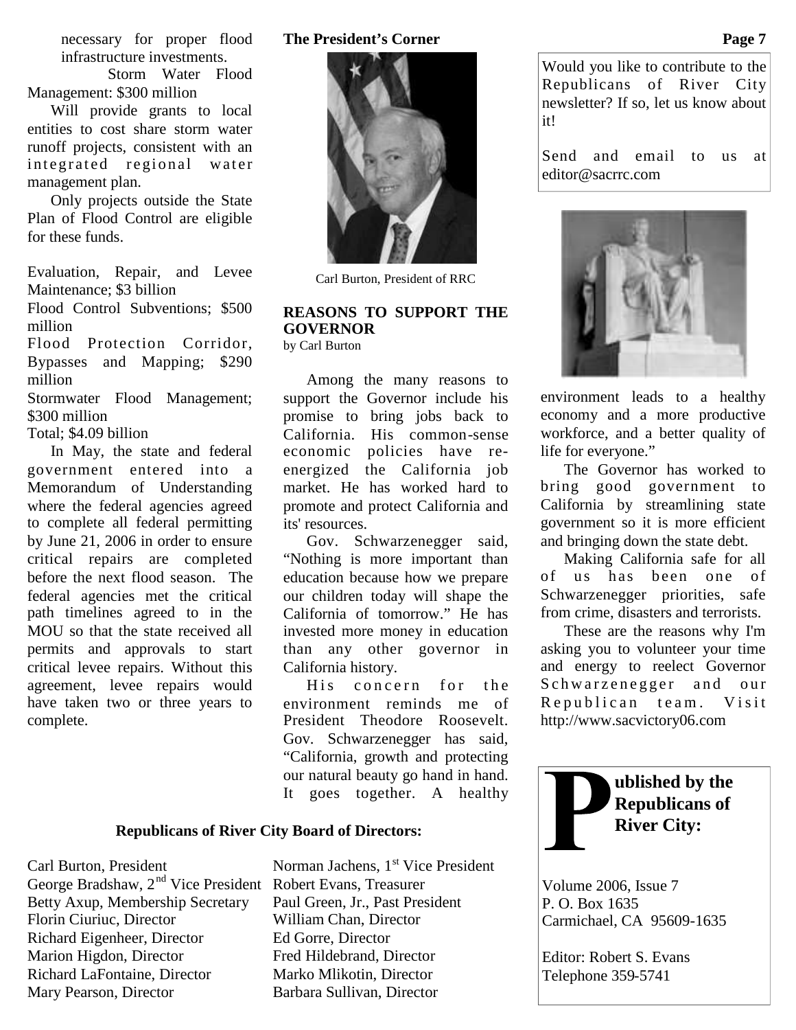necessary for proper flood infrastructure investments.

Storm Water Flood Management: $300 million

Will provide grants to local entities to cost share storm water runoff projects, consistent with an integrated regional water management plan.

Only projects outside the State Plan of Flood Control are eligible for these funds.

Evaluation, Repair, and Levee Maintenance; $3 billion

Flood Control Subventions; $500 million

Flood Protection Corridor, Bypasses and Mapping; $290 million

Stormwater Flood Management; $300 million

Total; $4.09 billion

In May, the state and federal government entered into a Memorandum of Understanding where the federal agencies agreed to complete all federal permitting by June 21, 2006 in order to ensure critical repairs are completed before the next flood season. The federal agencies met the critical path timelines agreed to in the MOU so that the state received all permits and approvals to start critical levee repairs. Without this agreement, levee repairs would have taken two or three years to complete.

## The President's Corner

Carl Burton, President of RRC

### REASONS TO SUPPORT THE GOVERNOR

by Carl Burton

Among the many reasons to support the Governor include his promise to bring jobs back to California. His common-sense economic policies have re-energized the California job market. He has worked hard to promote and protect California and its' resources.

Gov. Schwarzenegger said, "Nothing is more important than education because how we prepare our children today will shape the California of tomorrow." He has invested more money in education than any other governor in California history.

His concern for the environment reminds me of President Theodore Roosevelt. Gov. Schwarzenegger has said, "California, growth and protecting our natural beauty go hand in hand. It goes together. A healthy environment leads to a healthy economy and a more productive workforce, and a better quality of life for everyone."

The Governor has worked to bring good government to California by streamlining state government so it is more efficient and bringing down the state debt.

Making California safe for all of us has been one of Schwarzenegger priorities, safe from crime, disasters and terrorists.

These are the reasons why I'm asking you to volunteer your time and energy to reelect Governor Schwarzenegger and our Republican team. Visit http://www.sacvictory06.com

Would you like to contribute to the Republicans of River City newsletter? If so, let us know about it!

Send and email to us at editor@sacrrc.com

### Republicans of River City Board of Directors:

Carl Burton, President
Norman Jachens, 1st Vice President
George Bradshaw, 2nd Vice President
Robert Evans, Treasurer
Betty Axup, Membership Secretary
Paul Green, Jr., Past President
Florin Ciuriuc, Director
William Chan, Director
Richard Eigenheer, Director
Ed Gorre, Director
Marion Higdon, Director
Fred Hildebrand, Director
Richard LaFontaine, Director
Marko Mlikotin, Director
Mary Pearson, Director
Barbara Sullivan, Director

**Published by the Republicans of River City:**

Volume 2006, Issue 7
P. O. Box 1635
Carmichael, CA 95609-1635

Editor: Robert S. Evans
Telephone 359-5741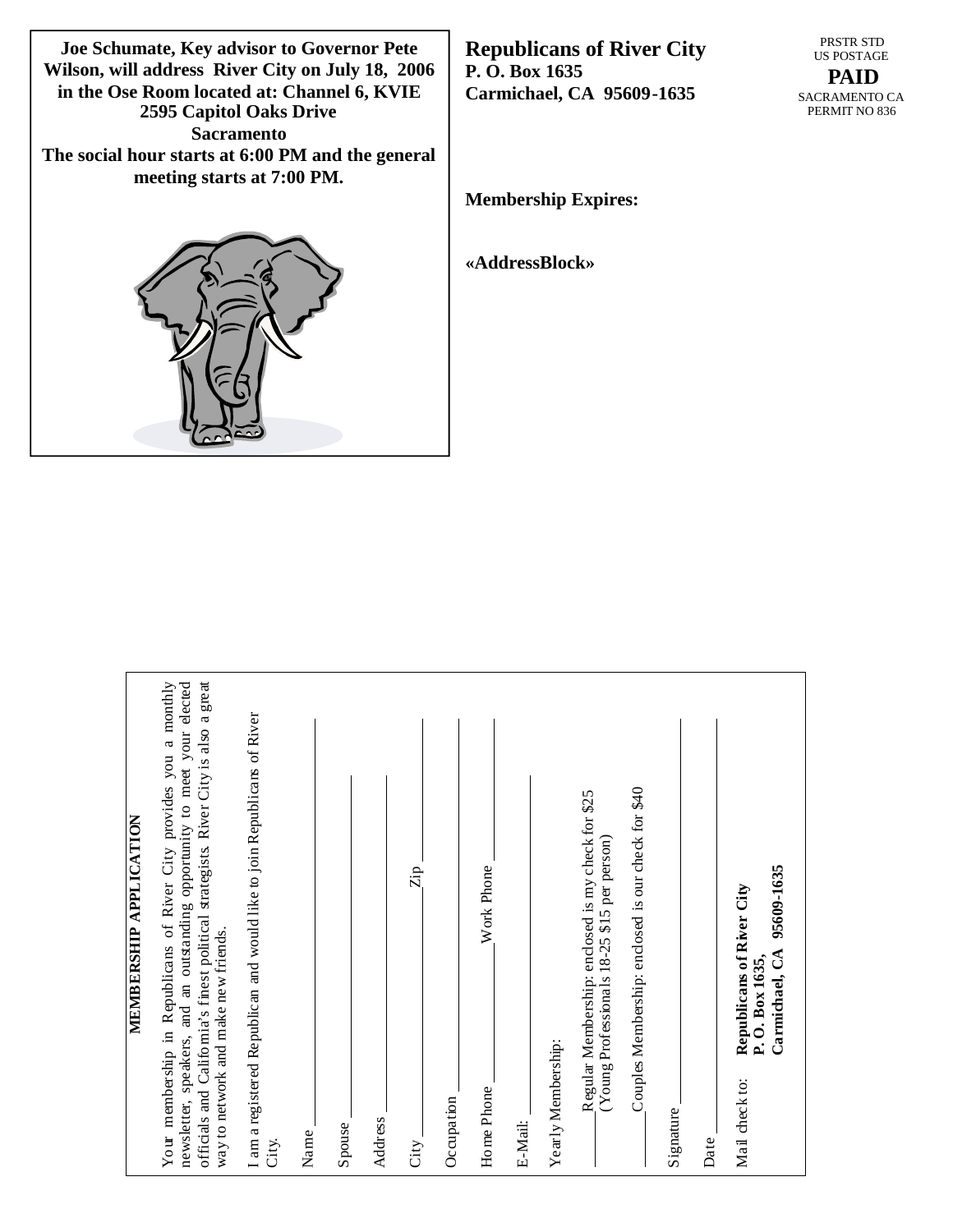**Joe Schumate, Key advisor to Governor Pete Wilson, will address River City on July 18, 2006 in the Ose Room located at: Channel 6, KVIE 2595 Capitol Oaks Drive Sacramento**

**The social hour starts at 6:00 PM and the general meeting starts at 7:00 PM.**

**Republicans of River City**
**P. O. Box 1635**
**Carmichael, CA 95609-1635**

PRSTR STD
US POSTAGE
**PAID**
SACRAMENTO CA
PERMIT NO 836

**Membership Expires:**

**«AddressBlock»**

## MEMBERSHIP APPLICATION

Your membership in Republicans of River City provides you a monthly newsletter, speakers, and an outstanding opportunity to meet your elected officials and California's finest political strategists. River City is also a great way to network and make new friends.

I am a registered Republican and would like to join Republicans of River City.

Name ____________________

Spouse ____________________

Address ____________________

City ____________ Zip ____________

Occupation ____________________

Home Phone ____________ Work Phone ____________

E-Mail: ____________________

Yearly Membership:

____ Regular Membership: enclosed is my check for $25 (Young Professionals 18-25 $15 per person)

____ Couples Membership: enclosed is our check for $40

Signature ____________________

Date ____________________

Mail check to: **Republicans of River City**
**P. O. Box 1635,**
**Carmichael, CA 95609-1635**